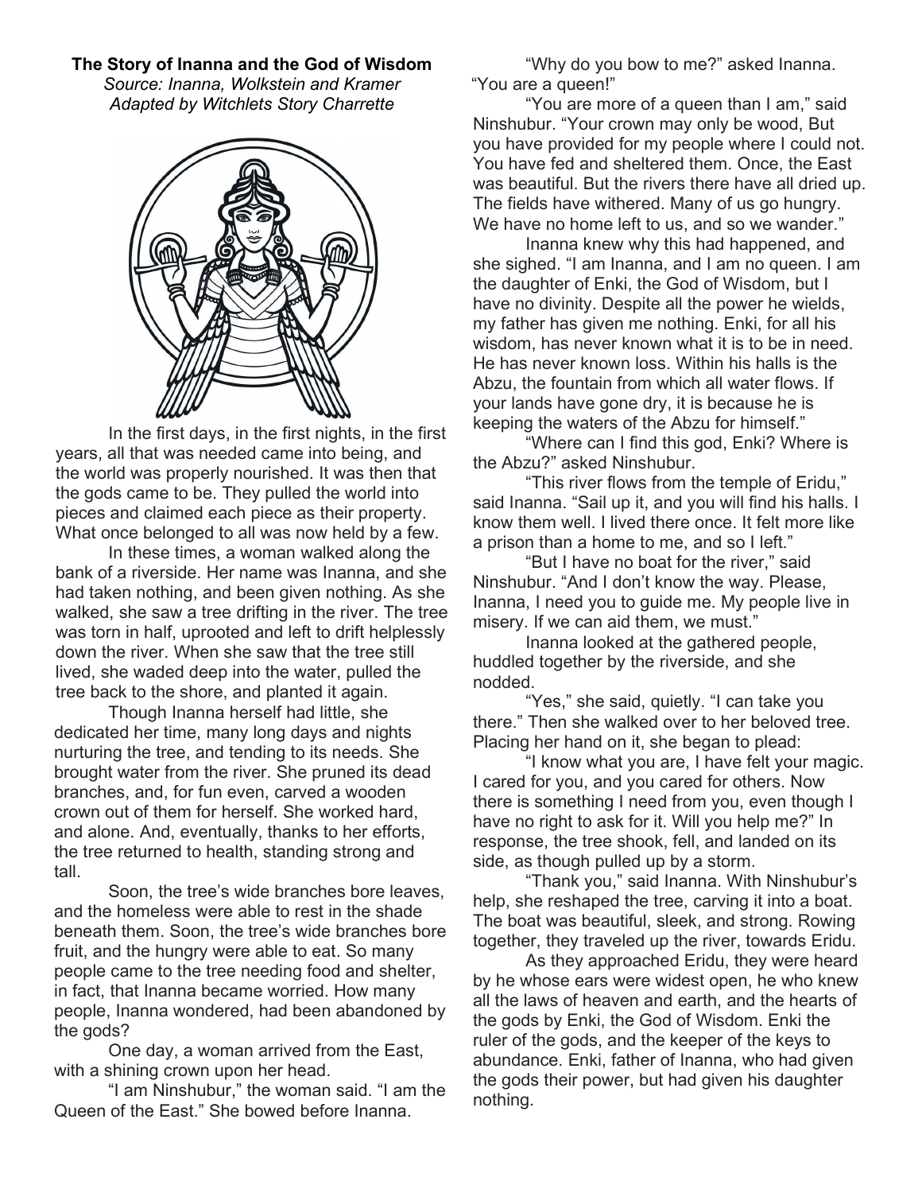**The Story of Inanna and the God of Wisdom**

*Source: Inanna, Wolkstein and Kramer*
*Adapted by Witchlets Story Charrette*

In the first days, in the first nights, in the first years, all that was needed came into being, and the world was properly nourished. It was then that the gods came to be. They pulled the world into pieces and claimed each piece as their property. What once belonged to all was now held by a few.

In these times, a woman walked along the bank of a riverside. Her name was Inanna, and she had taken nothing, and been given nothing. As she walked, she saw a tree drifting in the river. The tree was torn in half, uprooted and left to drift helplessly down the river. When she saw that the tree still lived, she waded deep into the water, pulled the tree back to the shore, and planted it again.

Though Inanna herself had little, she dedicated her time, many long days and nights nurturing the tree, and tending to its needs. She brought water from the river. She pruned its dead branches, and, for fun even, carved a wooden crown out of them for herself. She worked hard, and alone. And, eventually, thanks to her efforts, the tree returned to health, standing strong and tall.

Soon, the tree's wide branches bore leaves, and the homeless were able to rest in the shade beneath them. Soon, the tree's wide branches bore fruit, and the hungry were able to eat. So many people came to the tree needing food and shelter, in fact, that Inanna became worried. How many people, Inanna wondered, had been abandoned by the gods?

One day, a woman arrived from the East, with a shining crown upon her head.

"I am Ninshubur," the woman said. "I am the Queen of the East." She bowed before Inanna.

"Why do you bow to me?" asked Inanna. "You are a queen!"

"You are more of a queen than I am," said Ninshubur. "Your crown may only be wood, But you have provided for my people where I could not. You have fed and sheltered them. Once, the East was beautiful. But the rivers there have all dried up. The fields have withered. Many of us go hungry. We have no home left to us, and so we wander."

Inanna knew why this had happened, and she sighed. "I am Inanna, and I am no queen. I am the daughter of Enki, the God of Wisdom, but I have no divinity. Despite all the power he wields, my father has given me nothing. Enki, for all his wisdom, has never known what it is to be in need. He has never known loss. Within his halls is the Abzu, the fountain from which all water flows. If your lands have gone dry, it is because he is keeping the waters of the Abzu for himself."

"Where can I find this god, Enki? Where is the Abzu?" asked Ninshubur.

"This river flows from the temple of Eridu," said Inanna. "Sail up it, and you will find his halls. I know them well. I lived there once. It felt more like a prison than a home to me, and so I left."

"But I have no boat for the river," said Ninshubur. "And I don't know the way. Please, Inanna, I need you to guide me. My people live in misery. If we can aid them, we must."

Inanna looked at the gathered people, huddled together by the riverside, and she nodded.

"Yes," she said, quietly. "I can take you there." Then she walked over to her beloved tree. Placing her hand on it, she began to plead:

"I know what you are, I have felt your magic. I cared for you, and you cared for others. Now there is something I need from you, even though I have no right to ask for it. Will you help me?" In response, the tree shook, fell, and landed on its side, as though pulled up by a storm.

"Thank you," said Inanna. With Ninshubur's help, she reshaped the tree, carving it into a boat. The boat was beautiful, sleek, and strong. Rowing together, they traveled up the river, towards Eridu.

As they approached Eridu, they were heard by he whose ears were widest open, he who knew all the laws of heaven and earth, and the hearts of the gods by Enki, the God of Wisdom. Enki the ruler of the gods, and the keeper of the keys to abundance. Enki, father of Inanna, who had given the gods their power, but had given his daughter nothing.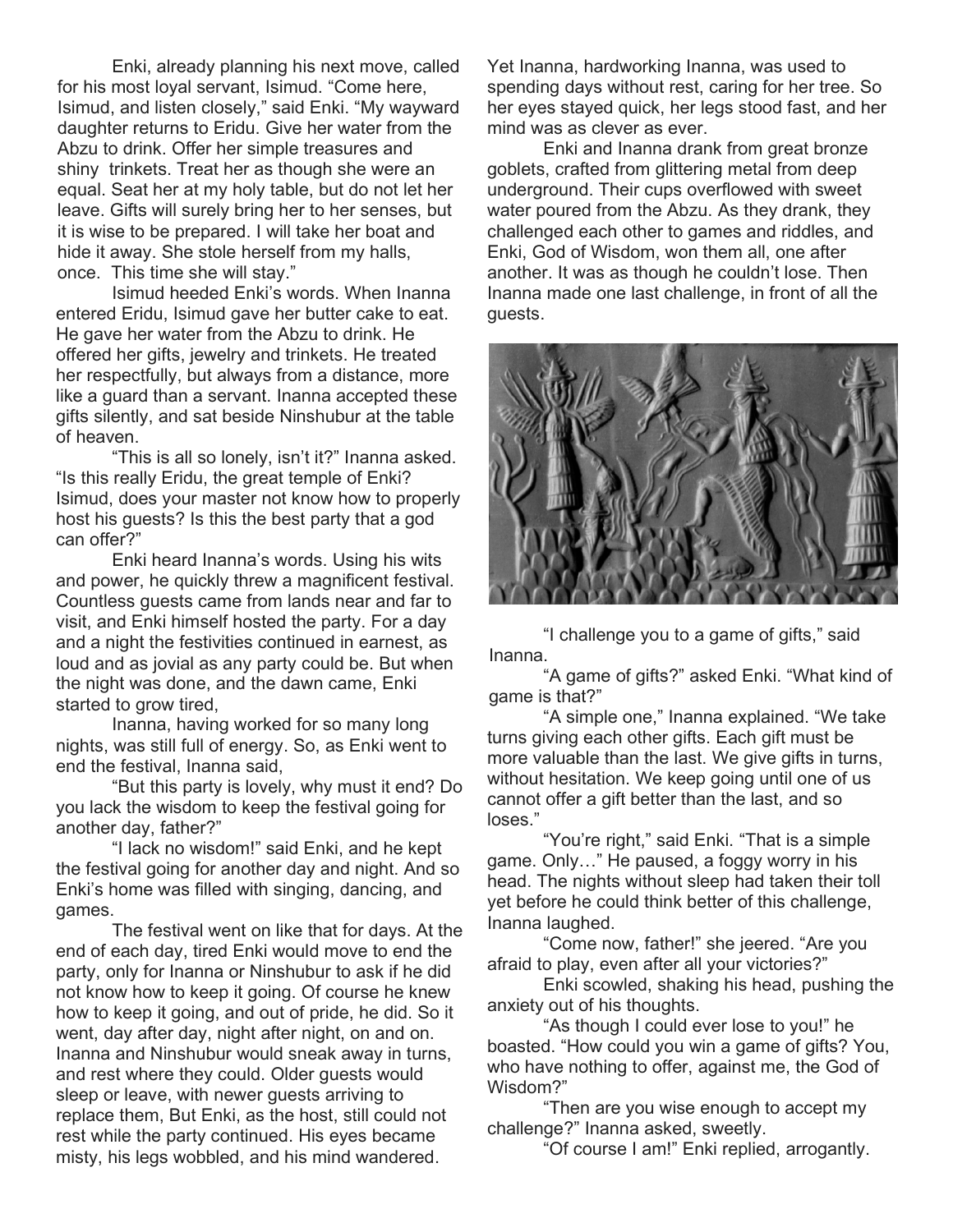Enki, already planning his next move, called for his most loyal servant, Isimud. "Come here, Isimud, and listen closely," said Enki. "My wayward daughter returns to Eridu. Give her water from the Abzu to drink. Offer her simple treasures and shiny trinkets. Treat her as though she were an equal. Seat her at my holy table, but do not let her leave. Gifts will surely bring her to her senses, but it is wise to be prepared. I will take her boat and hide it away. She stole herself from my halls, once. This time she will stay."

Isimud heeded Enki's words. When Inanna entered Eridu, Isimud gave her butter cake to eat. He gave her water from the Abzu to drink. He offered her gifts, jewelry and trinkets. He treated her respectfully, but always from a distance, more like a guard than a servant. Inanna accepted these gifts silently, and sat beside Ninshubur at the table of heaven.

"This is all so lonely, isn't it?" Inanna asked. "Is this really Eridu, the great temple of Enki? Isimud, does your master not know how to properly host his guests? Is this the best party that a god can offer?"

Enki heard Inanna's words. Using his wits and power, he quickly threw a magnificent festival. Countless guests came from lands near and far to visit, and Enki himself hosted the party. For a day and a night the festivities continued in earnest, as loud and as jovial as any party could be. But when the night was done, and the dawn came, Enki started to grow tired,

Inanna, having worked for so many long nights, was still full of energy. So, as Enki went to end the festival, Inanna said,

"But this party is lovely, why must it end? Do you lack the wisdom to keep the festival going for another day, father?"

"I lack no wisdom!" said Enki, and he kept the festival going for another day and night. And so Enki's home was filled with singing, dancing, and games.

The festival went on like that for days. At the end of each day, tired Enki would move to end the party, only for Inanna or Ninshubur to ask if he did not know how to keep it going. Of course he knew how to keep it going, and out of pride, he did. So it went, day after day, night after night, on and on. Inanna and Ninshubur would sneak away in turns, and rest where they could. Older guests would sleep or leave, with newer guests arriving to replace them, But Enki, as the host, still could not rest while the party continued. His eyes became misty, his legs wobbled, and his mind wandered. Yet Inanna, hardworking Inanna, was used to spending days without rest, caring for her tree. So her eyes stayed quick, her legs stood fast, and her mind was as clever as ever.

Enki and Inanna drank from great bronze goblets, crafted from glittering metal from deep underground. Their cups overflowed with sweet water poured from the Abzu. As they drank, they challenged each other to games and riddles, and Enki, God of Wisdom, won them all, one after another. It was as though he couldn't lose. Then Inanna made one last challenge, in front of all the guests.

"I challenge you to a game of gifts," said Inanna.

"A game of gifts?" asked Enki. "What kind of game is that?"

"A simple one," Inanna explained. "We take turns giving each other gifts. Each gift must be more valuable than the last. We give gifts in turns, without hesitation. We keep going until one of us cannot offer a gift better than the last, and so loses."

"You're right," said Enki. "That is a simple game. Only…" He paused, a foggy worry in his head. The nights without sleep had taken their toll yet before he could think better of this challenge, Inanna laughed.

"Come now, father!" she jeered. "Are you afraid to play, even after all your victories?"

Enki scowled, shaking his head, pushing the anxiety out of his thoughts.

"As though I could ever lose to you!" he boasted. "How could you win a game of gifts? You, who have nothing to offer, against me, the God of Wisdom?"

"Then are you wise enough to accept my challenge?" Inanna asked, sweetly.

"Of course I am!" Enki replied, arrogantly.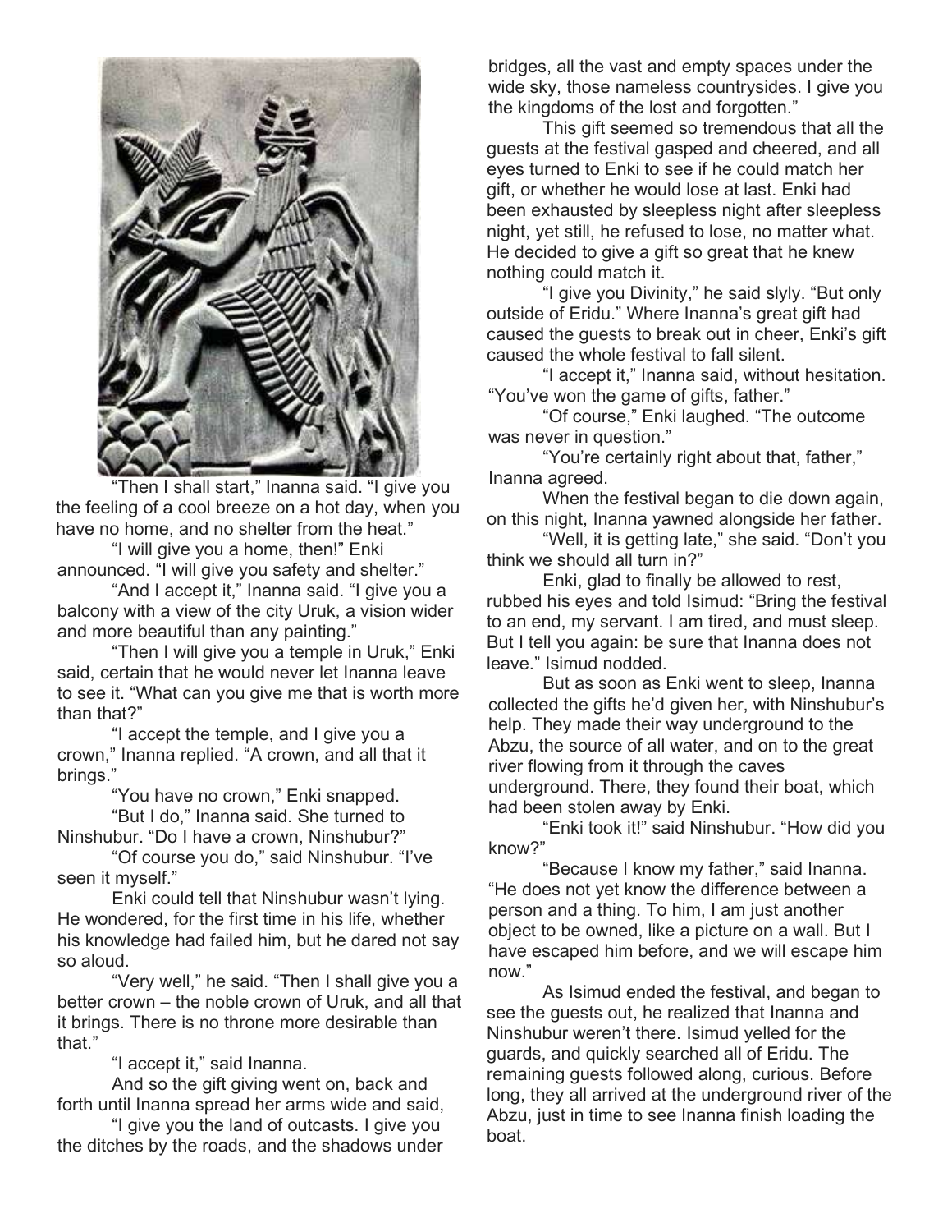"Then I shall start," Inanna said. "I give you the feeling of a cool breeze on a hot day, when you have no home, and no shelter from the heat."

"I will give you a home, then!" Enki announced. "I will give you safety and shelter."

"And I accept it," Inanna said. "I give you a balcony with a view of the city Uruk, a vision wider and more beautiful than any painting."

"Then I will give you a temple in Uruk," Enki said, certain that he would never let Inanna leave to see it. "What can you give me that is worth more than that?"

"I accept the temple, and I give you a crown," Inanna replied. "A crown, and all that it brings."

"You have no crown," Enki snapped.

"But I do," Inanna said. She turned to Ninshubur. "Do I have a crown, Ninshubur?"

"Of course you do," said Ninshubur. "I've seen it myself."

Enki could tell that Ninshubur wasn't lying. He wondered, for the first time in his life, whether his knowledge had failed him, but he dared not say so aloud.

"Very well," he said. "Then I shall give you a better crown – the noble crown of Uruk, and all that it brings. There is no throne more desirable than that."

"I accept it," said Inanna.

And so the gift giving went on, back and forth until Inanna spread her arms wide and said,

"I give you the land of outcasts. I give you the ditches by the roads, and the shadows under bridges, all the vast and empty spaces under the wide sky, those nameless countrysides. I give you the kingdoms of the lost and forgotten."

This gift seemed so tremendous that all the guests at the festival gasped and cheered, and all eyes turned to Enki to see if he could match her gift, or whether he would lose at last. Enki had been exhausted by sleepless night after sleepless night, yet still, he refused to lose, no matter what. He decided to give a gift so great that he knew nothing could match it.

"I give you Divinity," he said slyly. "But only outside of Eridu." Where Inanna's great gift had caused the guests to break out in cheer, Enki's gift caused the whole festival to fall silent.

"I accept it," Inanna said, without hesitation. "You've won the game of gifts, father."

"Of course," Enki laughed. "The outcome was never in question."

"You're certainly right about that, father," Inanna agreed.

When the festival began to die down again, on this night, Inanna yawned alongside her father.

"Well, it is getting late," she said. "Don't you think we should all turn in?"

Enki, glad to finally be allowed to rest, rubbed his eyes and told Isimud: "Bring the festival to an end, my servant. I am tired, and must sleep. But I tell you again: be sure that Inanna does not leave." Isimud nodded.

But as soon as Enki went to sleep, Inanna collected the gifts he'd given her, with Ninshubur's help. They made their way underground to the Abzu, the source of all water, and on to the great river flowing from it through the caves underground. There, they found their boat, which had been stolen away by Enki.

"Enki took it!" said Ninshubur. "How did you know?"

"Because I know my father," said Inanna. "He does not yet know the difference between a person and a thing. To him, I am just another object to be owned, like a picture on a wall. But I have escaped him before, and we will escape him now."

As Isimud ended the festival, and began to see the guests out, he realized that Inanna and Ninshubur weren't there. Isimud yelled for the guards, and quickly searched all of Eridu. The remaining guests followed along, curious. Before long, they all arrived at the underground river of the Abzu, just in time to see Inanna finish loading the boat.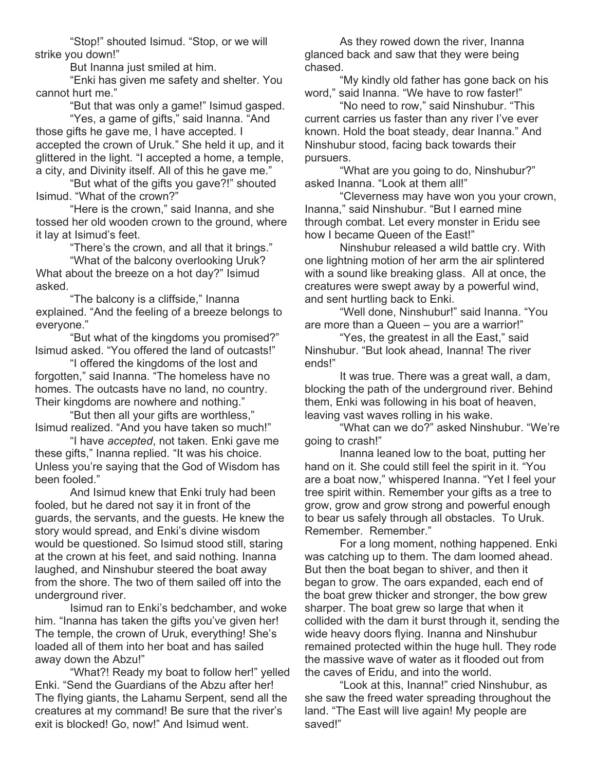"Stop!" shouted Isimud. "Stop, or we will strike you down!"

But Inanna just smiled at him.

"Enki has given me safety and shelter. You cannot hurt me."

"But that was only a game!" Isimud gasped.

"Yes, a game of gifts," said Inanna. "And those gifts he gave me, I have accepted. I accepted the crown of Uruk." She held it up, and it glittered in the light. "I accepted a home, a temple, a city, and Divinity itself. All of this he gave me."

"But what of the gifts you gave?!" shouted Isimud. "What of the crown?"

"Here is the crown," said Inanna, and she tossed her old wooden crown to the ground, where it lay at Isimud's feet.

"There's the crown, and all that it brings."

"What of the balcony overlooking Uruk? What about the breeze on a hot day?" Isimud asked.

"The balcony is a cliffside," Inanna explained. "And the feeling of a breeze belongs to everyone."

"But what of the kingdoms you promised?" Isimud asked. "You offered the land of outcasts!"

"I offered the kingdoms of the lost and forgotten," said Inanna. "The homeless have no homes. The outcasts have no land, no country. Their kingdoms are nowhere and nothing."

"But then all your gifts are worthless," Isimud realized. "And you have taken so much!"

"I have *accepted*, not taken. Enki gave me these gifts," Inanna replied. "It was his choice. Unless you're saying that the God of Wisdom has been fooled."

And Isimud knew that Enki truly had been fooled, but he dared not say it in front of the guards, the servants, and the guests. He knew the story would spread, and Enki's divine wisdom would be questioned. So Isimud stood still, staring at the crown at his feet, and said nothing. Inanna laughed, and Ninshubur steered the boat away from the shore. The two of them sailed off into the underground river.

Isimud ran to Enki's bedchamber, and woke him. "Inanna has taken the gifts you've given her! The temple, the crown of Uruk, everything! She's loaded all of them into her boat and has sailed away down the Abzu!"

"What?! Ready my boat to follow her!" yelled Enki. "Send the Guardians of the Abzu after her! The flying giants, the Lahamu Serpent, send all the creatures at my command! Be sure that the river's exit is blocked! Go, now!" And Isimud went.

As they rowed down the river, Inanna glanced back and saw that they were being chased.

"My kindly old father has gone back on his word," said Inanna. "We have to row faster!"

"No need to row," said Ninshubur. "This current carries us faster than any river I've ever known. Hold the boat steady, dear Inanna." And Ninshubur stood, facing back towards their pursuers.

"What are you going to do, Ninshubur?" asked Inanna. "Look at them all!"

"Cleverness may have won you your crown, Inanna," said Ninshubur. "But I earned mine through combat. Let every monster in Eridu see how I became Queen of the East!"

Ninshubur released a wild battle cry. With one lightning motion of her arm the air splintered with a sound like breaking glass. All at once, the creatures were swept away by a powerful wind, and sent hurtling back to Enki.

"Well done, Ninshubur!" said Inanna. "You are more than a Queen – you are a warrior!"

"Yes, the greatest in all the East," said Ninshubur. "But look ahead, Inanna! The river ends!"

It was true. There was a great wall, a dam, blocking the path of the underground river. Behind them, Enki was following in his boat of heaven, leaving vast waves rolling in his wake.

"What can we do?" asked Ninshubur. "We're going to crash!"

Inanna leaned low to the boat, putting her hand on it. She could still feel the spirit in it. "You are a boat now," whispered Inanna. "Yet I feel your tree spirit within. Remember your gifts as a tree to grow, grow and grow strong and powerful enough to bear us safely through all obstacles. To Uruk. Remember. Remember."

For a long moment, nothing happened. Enki was catching up to them. The dam loomed ahead. But then the boat began to shiver, and then it began to grow. The oars expanded, each end of the boat grew thicker and stronger, the bow grew sharper. The boat grew so large that when it collided with the dam it burst through it, sending the wide heavy doors flying. Inanna and Ninshubur remained protected within the huge hull. They rode the massive wave of water as it flooded out from the caves of Eridu, and into the world.

"Look at this, Inanna!" cried Ninshubur, as she saw the freed water spreading throughout the land. "The East will live again! My people are saved!"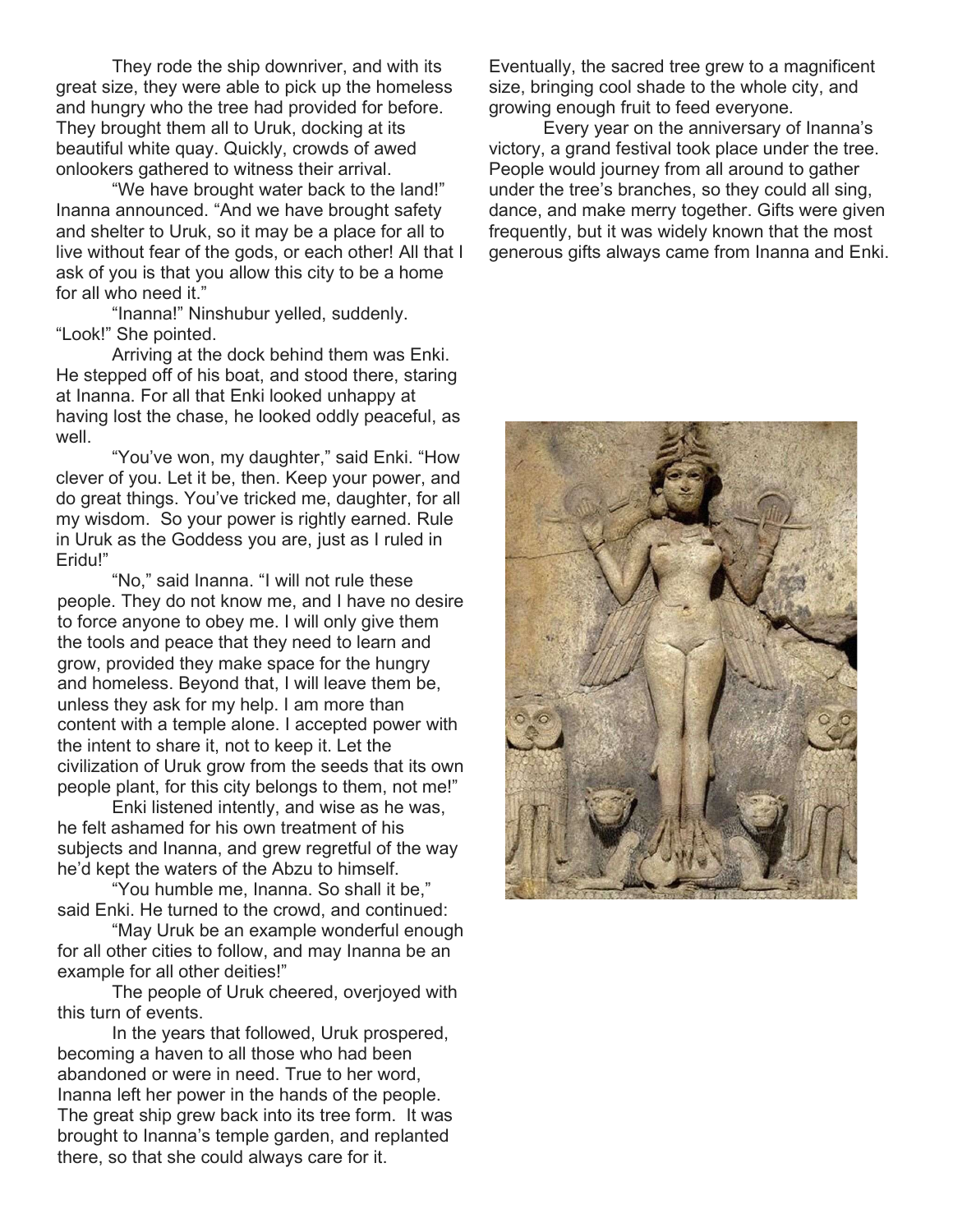They rode the ship downriver, and with its great size, they were able to pick up the homeless and hungry who the tree had provided for before. They brought them all to Uruk, docking at its beautiful white quay. Quickly, crowds of awed onlookers gathered to witness their arrival.

"We have brought water back to the land!" Inanna announced. "And we have brought safety and shelter to Uruk, so it may be a place for all to live without fear of the gods, or each other! All that I ask of you is that you allow this city to be a home for all who need it."

"Inanna!" Ninshubur yelled, suddenly. "Look!" She pointed.

Arriving at the dock behind them was Enki. He stepped off of his boat, and stood there, staring at Inanna. For all that Enki looked unhappy at having lost the chase, he looked oddly peaceful, as well.

"You've won, my daughter," said Enki. "How clever of you. Let it be, then. Keep your power, and do great things. You've tricked me, daughter, for all my wisdom. So your power is rightly earned. Rule in Uruk as the Goddess you are, just as I ruled in Eridu!"

"No," said Inanna. "I will not rule these people. They do not know me, and I have no desire to force anyone to obey me. I will only give them the tools and peace that they need to learn and grow, provided they make space for the hungry and homeless. Beyond that, I will leave them be, unless they ask for my help. I am more than content with a temple alone. I accepted power with the intent to share it, not to keep it. Let the civilization of Uruk grow from the seeds that its own people plant, for this city belongs to them, not me!"

Enki listened intently, and wise as he was, he felt ashamed for his own treatment of his subjects and Inanna, and grew regretful of the way he'd kept the waters of the Abzu to himself.

"You humble me, Inanna. So shall it be," said Enki. He turned to the crowd, and continued:

"May Uruk be an example wonderful enough for all other cities to follow, and may Inanna be an example for all other deities!"

The people of Uruk cheered, overjoyed with this turn of events.

In the years that followed, Uruk prospered, becoming a haven to all those who had been abandoned or were in need. True to her word, Inanna left her power in the hands of the people. The great ship grew back into its tree form. It was brought to Inanna's temple garden, and replanted there, so that she could always care for it. Eventually, the sacred tree grew to a magnificent size, bringing cool shade to the whole city, and growing enough fruit to feed everyone.

Every year on the anniversary of Inanna's victory, a grand festival took place under the tree. People would journey from all around to gather under the tree's branches, so they could all sing, dance, and make merry together. Gifts were given frequently, but it was widely known that the most generous gifts always came from Inanna and Enki.